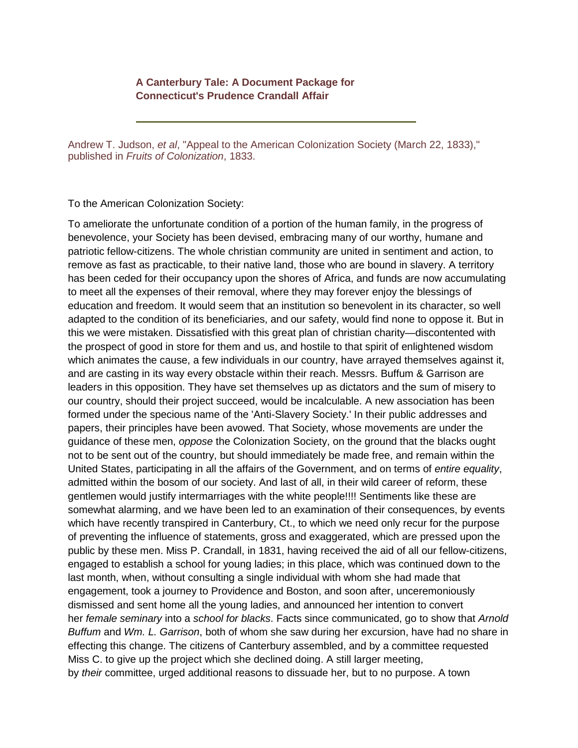**A Canterbury Tale: A Document Package for Connecticut's Prudence Crandall Affair**

---

Andrew T. Judson, *et al*, "Appeal to the American Colonization Society (March 22, 1833)," published in *Fruits of Colonization*, 1833.

To the American Colonization Society:

To ameliorate the unfortunate condition of a portion of the human family, in the progress of benevolence, your Society has been devised, embracing many of our worthy, humane and patriotic fellow-citizens. The whole christian community are united in sentiment and action, to remove as fast as practicable, to their native land, those who are bound in slavery. A territory has been ceded for their occupancy upon the shores of Africa, and funds are now accumulating to meet all the expenses of their removal, where they may forever enjoy the blessings of education and freedom. It would seem that an institution so benevolent in its character, so well adapted to the condition of its beneficiaries, and our safety, would find none to oppose it. But in this we were mistaken. Dissatisfied with this great plan of christian charity—discontented with the prospect of good in store for them and us, and hostile to that spirit of enlightened wisdom which animates the cause, a few individuals in our country, have arrayed themselves against it, and are casting in its way every obstacle within their reach. Messrs. Buffum & Garrison are leaders in this opposition. They have set themselves up as dictators and the sum of misery to our country, should their project succeed, would be incalculable. A new association has been formed under the specious name of the 'Anti-Slavery Society.' In their public addresses and papers, their principles have been avowed. That Society, whose movements are under the guidance of these men, *oppose* the Colonization Society, on the ground that the blacks ought not to be sent out of the country, but should immediately be made free, and remain within the United States, participating in all the affairs of the Government, and on terms of *entire equality*, admitted within the bosom of our society. And last of all, in their wild career of reform, these gentlemen would justify intermarriages with the white people!!!! Sentiments like these are somewhat alarming, and we have been led to an examination of their consequences, by events which have recently transpired in Canterbury, Ct., to which we need only recur for the purpose of preventing the influence of statements, gross and exaggerated, which are pressed upon the public by these men. Miss P. Crandall, in 1831, having received the aid of all our fellow-citizens, engaged to establish a school for young ladies; in this place, which was continued down to the last month, when, without consulting a single individual with whom she had made that engagement, took a journey to Providence and Boston, and soon after, unceremoniously dismissed and sent home all the young ladies, and announced her intention to convert her *female seminary* into a *school for blacks*. Facts since communicated, go to show that *Arnold Buffum* and *Wm. L. Garrison*, both of whom she saw during her excursion, have had no share in effecting this change. The citizens of Canterbury assembled, and by a committee requested Miss C. to give up the project which she declined doing. A still larger meeting, by *their* committee, urged additional reasons to dissuade her, but to no purpose. A town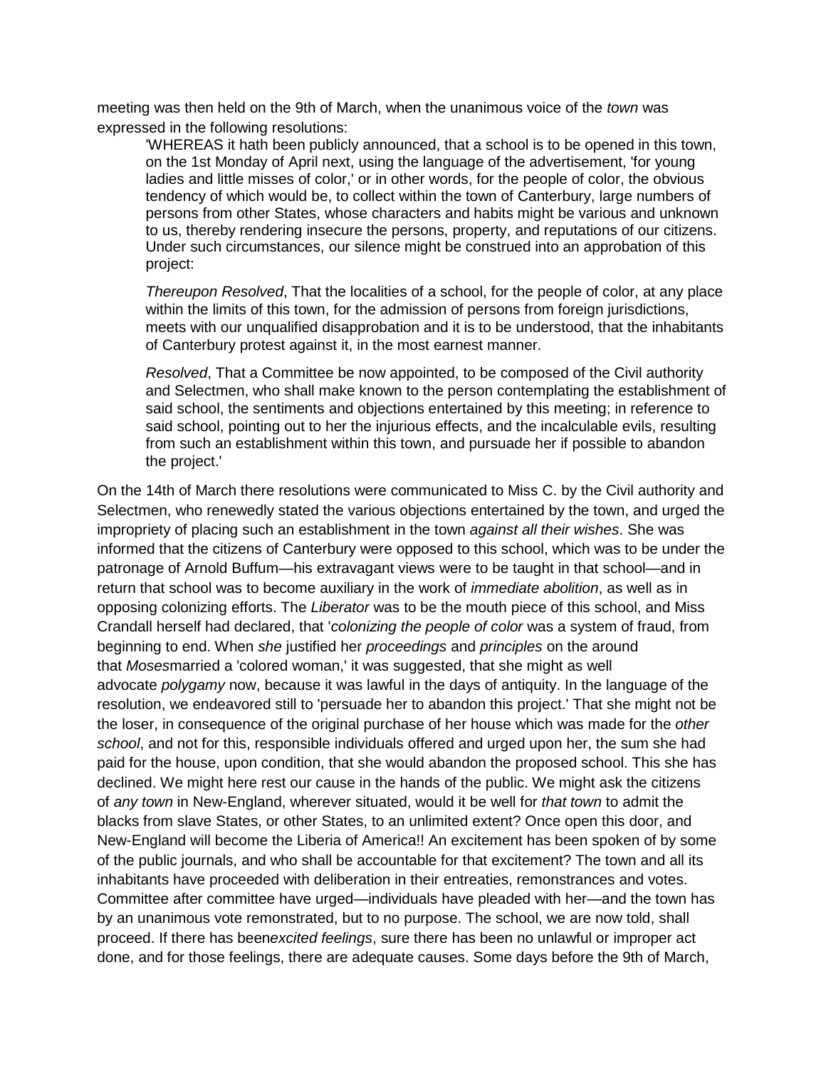meeting was then held on the 9th of March, when the unanimous voice of the *town* was expressed in the following resolutions:

> 'WHEREAS it hath been publicly announced, that a school is to be opened in this town, on the 1st Monday of April next, using the language of the advertisement, 'for young ladies and little misses of color,' or in other words, for the people of color, the obvious tendency of which would be, to collect within the town of Canterbury, large numbers of persons from other States, whose characters and habits might be various and unknown to us, thereby rendering insecure the persons, property, and reputations of our citizens. Under such circumstances, our silence might be construed into an approbation of this project:
>
> *Thereupon Resolved*, That the localities of a school, for the people of color, at any place within the limits of this town, for the admission of persons from foreign jurisdictions, meets with our unqualified disapprobation and it is to be understood, that the inhabitants of Canterbury protest against it, in the most earnest manner.
>
> *Resolved*, That a Committee be now appointed, to be composed of the Civil authority and Selectmen, who shall make known to the person contemplating the establishment of said school, the sentiments and objections entertained by this meeting; in reference to said school, pointing out to her the injurious effects, and the incalculable evils, resulting from such an establishment within this town, and pursuade her if possible to abandon the project.'

On the 14th of March there resolutions were communicated to Miss C. by the Civil authority and Selectmen, who renewedly stated the various objections entertained by the town, and urged the impropriety of placing such an establishment in the town *against all their wishes*. She was informed that the citizens of Canterbury were opposed to this school, which was to be under the patronage of Arnold Buffum—his extravagant views were to be taught in that school—and in return that school was to become auxiliary in the work of *immediate abolition*, as well as in opposing colonizing efforts. The *Liberator* was to be the mouth piece of this school, and Miss Crandall herself had declared, that '*colonizing the people of color* was a system of fraud, from beginning to end. When *she* justified her *proceedings* and *principles* on the around that *Moses*married a 'colored woman,' it was suggested, that she might as well advocate *polygamy* now, because it was lawful in the days of antiquity. In the language of the resolution, we endeavored still to 'persuade her to abandon this project.' That she might not be the loser, in consequence of the original purchase of her house which was made for the *other school*, and not for this, responsible individuals offered and urged upon her, the sum she had paid for the house, upon condition, that she would abandon the proposed school. This she has declined. We might here rest our cause in the hands of the public. We might ask the citizens of *any town* in New-England, wherever situated, would it be well for *that town* to admit the blacks from slave States, or other States, to an unlimited extent? Once open this door, and New-England will become the Liberia of America!! An excitement has been spoken of by some of the public journals, and who shall be accountable for that excitement? The town and all its inhabitants have proceeded with deliberation in their entreaties, remonstrances and votes. Committee after committee have urged—individuals have pleaded with her—and the town has by an unanimous vote remonstrated, but to no purpose. The school, we are now told, shall proceed. If there has been*excited feelings*, sure there has been no unlawful or improper act done, and for those feelings, there are adequate causes. Some days before the 9th of March,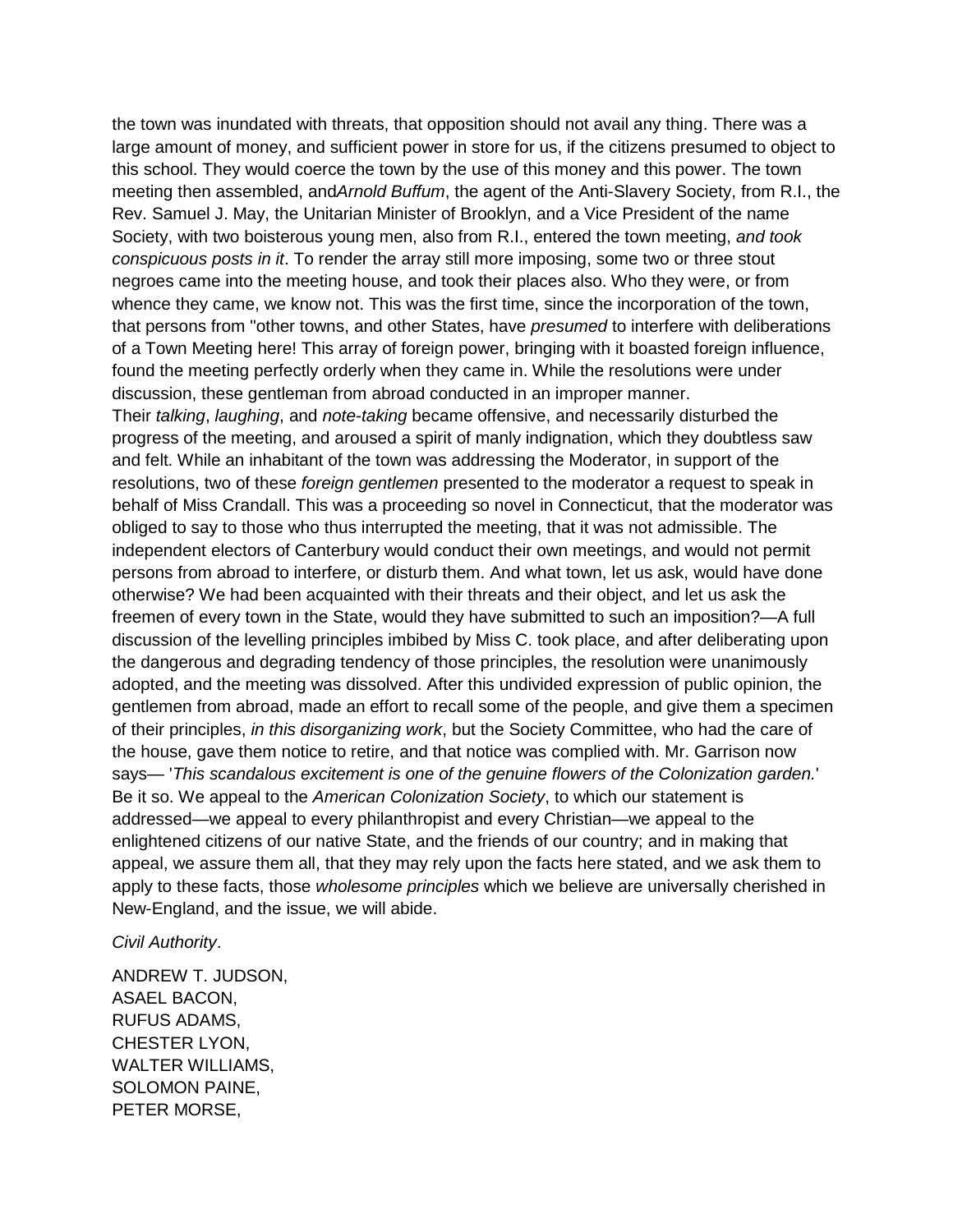the town was inundated with threats, that opposition should not avail any thing. There was a large amount of money, and sufficient power in store for us, if the citizens presumed to object to this school. They would coerce the town by the use of this money and this power. The town meeting then assembled, and*Arnold Buffum*, the agent of the Anti-Slavery Society, from R.I., the Rev. Samuel J. May, the Unitarian Minister of Brooklyn, and a Vice President of the name Society, with two boisterous young men, also from R.I., entered the town meeting, *and took conspicuous posts in it*. To render the array still more imposing, some two or three stout negroes came into the meeting house, and took their places also. Who they were, or from whence they came, we know not. This was the first time, since the incorporation of the town, that persons from "other towns, and other States, have *presumed* to interfere with deliberations of a Town Meeting here! This array of foreign power, bringing with it boasted foreign influence, found the meeting perfectly orderly when they came in. While the resolutions were under discussion, these gentleman from abroad conducted in an improper manner. Their *talking*, *laughing*, and *note-taking* became offensive, and necessarily disturbed the progress of the meeting, and aroused a spirit of manly indignation, which they doubtless saw and felt. While an inhabitant of the town was addressing the Moderator, in support of the resolutions, two of these *foreign gentlemen* presented to the moderator a request to speak in behalf of Miss Crandall. This was a proceeding so novel in Connecticut, that the moderator was obliged to say to those who thus interrupted the meeting, that it was not admissible. The independent electors of Canterbury would conduct their own meetings, and would not permit persons from abroad to interfere, or disturb them. And what town, let us ask, would have done otherwise? We had been acquainted with their threats and their object, and let us ask the freemen of every town in the State, would they have submitted to such an imposition?—A full discussion of the levelling principles imbibed by Miss C. took place, and after deliberating upon the dangerous and degrading tendency of those principles, the resolution were unanimously adopted, and the meeting was dissolved. After this undivided expression of public opinion, the gentlemen from abroad, made an effort to recall some of the people, and give them a specimen of their principles, *in this disorganizing work*, but the Society Committee, who had the care of the house, gave them notice to retire, and that notice was complied with. Mr. Garrison now says— '*This scandalous excitement is one of the genuine flowers of the Colonization garden.*' Be it so. We appeal to the *American Colonization Society*, to which our statement is addressed—we appeal to every philanthropist and every Christian—we appeal to the enlightened citizens of our native State, and the friends of our country; and in making that appeal, we assure them all, that they may rely upon the facts here stated, and we ask them to apply to these facts, those *wholesome principles* which we believe are universally cherished in New-England, and the issue, we will abide.

*Civil Authority*.

ANDREW T. JUDSON,  
ASAEL BACON,  
RUFUS ADAMS,  
CHESTER LYON,  
WALTER WILLIAMS,  
SOLOMON PAINE,  
PETER MORSE,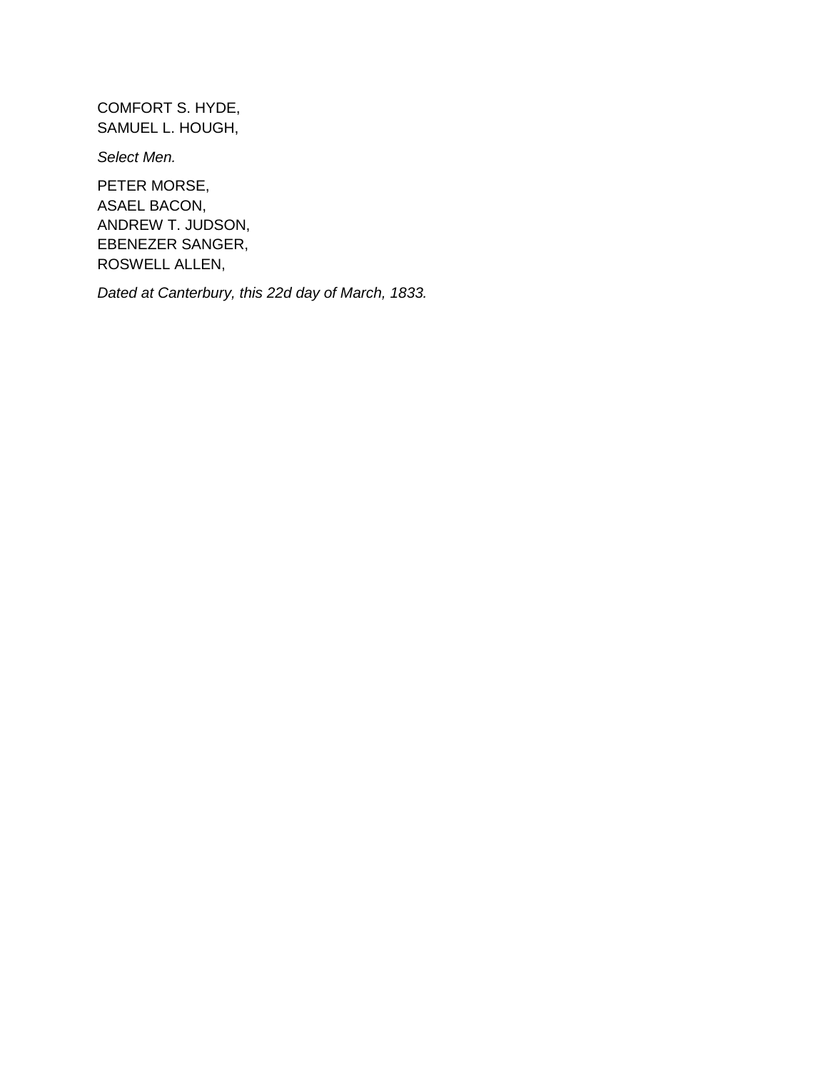COMFORT S. HYDE,
SAMUEL L. HOUGH,

*Select Men.*

PETER MORSE,
ASAEL BACON,
ANDREW T. JUDSON,
EBENEZER SANGER,
ROSWELL ALLEN,

*Dated at Canterbury, this 22d day of March, 1833.*